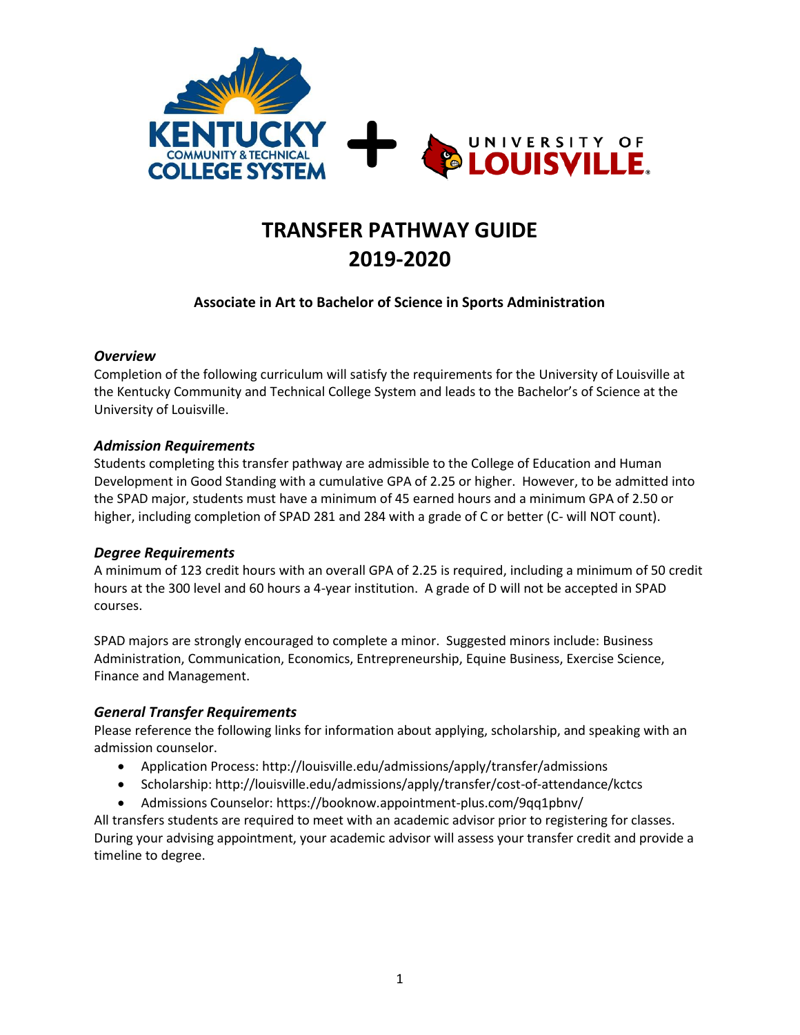# TRANSFER PATHWAY GUIDE 2019-2020

**Associate in Art to Bachelor of Science in Sports Administration**

### *Overview*

Completion of the following curriculum will satisfy the requirements for the University of Louisville at the Kentucky Community and Technical College System and leads to the Bachelor's of Science at the University of Louisville.

### *Admission Requirements*

Students completing this transfer pathway are admissible to the College of Education and Human Development in Good Standing with a cumulative GPA of 2.25 or higher. However, to be admitted into the SPAD major, students must have a minimum of 45 earned hours and a minimum GPA of 2.50 or higher, including completion of SPAD 281 and 284 with a grade of C or better (C- will NOT count).

### *Degree Requirements*

A minimum of 123 credit hours with an overall GPA of 2.25 is required, including a minimum of 50 credit hours at the 300 level and 60 hours a 4-year institution. A grade of D will not be accepted in SPAD courses.

SPAD majors are strongly encouraged to complete a minor. Suggested minors include: Business Administration, Communication, Economics, Entrepreneurship, Equine Business, Exercise Science, Finance and Management.

### *General Transfer Requirements*

Please reference the following links for information about applying, scholarship, and speaking with an admission counselor.

- Application Process: http://louisville.edu/admissions/apply/transfer/admissions
- Scholarship: http://louisville.edu/admissions/apply/transfer/cost-of-attendance/kctcs
- Admissions Counselor: https://booknow.appointment-plus.com/9qq1pbnv/

All transfers students are required to meet with an academic advisor prior to registering for classes. During your advising appointment, your academic advisor will assess your transfer credit and provide a timeline to degree.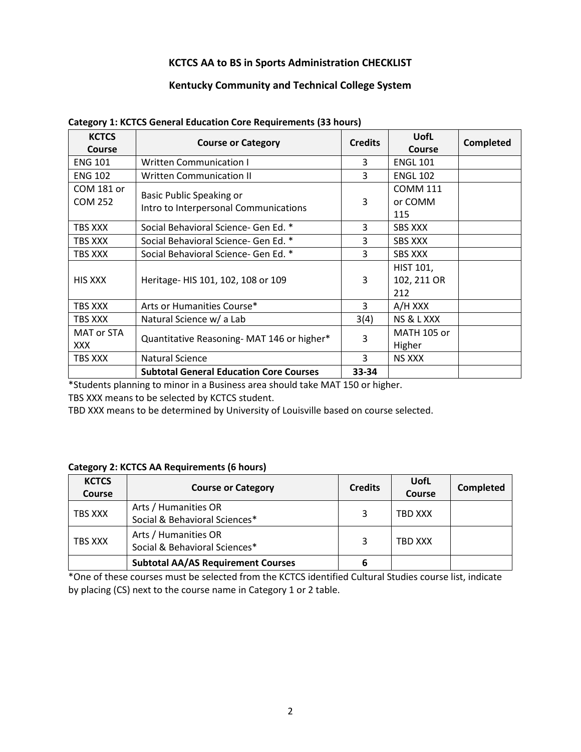### KCTCS AA to BS in Sports Administration CHECKLIST

### Kentucky Community and Technical College System

**Category 1: KCTCS General Education Core Requirements (33 hours)**

| KCTCS Course | Course or Category | Credits | UofL Course | Completed |
|---|---|---|---|---|
| ENG 101 | Written Communication I | 3 | ENGL 101 | |
| ENG 102 | Written Communication II | 3 | ENGL 102 | |
| COM 181 or COM 252 | Basic Public Speaking or Intro to Interpersonal Communications | 3 | COMM 111 or COMM 115 | |
| TBS XXX | Social Behavioral Science- Gen Ed. * | 3 | SBS XXX | |
| TBS XXX | Social Behavioral Science- Gen Ed. * | 3 | SBS XXX | |
| TBS XXX | Social Behavioral Science- Gen Ed. * | 3 | SBS XXX | |
| HIS XXX | Heritage- HIS 101, 102, 108 or 109 | 3 | HIST 101, 102, 211 OR 212 | |
| TBS XXX | Arts or Humanities Course* | 3 | A/H XXX | |
| TBS XXX | Natural Science w/ a Lab | 3(4) | NS & L XXX | |
| MAT or STA XXX | Quantitative Reasoning- MAT 146 or higher* | 3 | MATH 105 or Higher | |
| TBS XXX | Natural Science | 3 | NS XXX | |
| | **Subtotal General Education Core Courses** | **33-34** | | |

*Students planning to minor in a Business area should take MAT 150 or higher.

TBS XXX means to be selected by KCTCS student.

TBD XXX means to be determined by University of Louisville based on course selected.

**Category 2: KCTCS AA Requirements (6 hours)**

| KCTCS Course | Course or Category | Credits | UofL Course | Completed |
|---|---|---|---|---|
| TBS XXX | Arts / Humanities OR Social & Behavioral Sciences* | 3 | TBD XXX | |
| TBS XXX | Arts / Humanities OR Social & Behavioral Sciences* | 3 | TBD XXX | |
| | **Subtotal AA/AS Requirement Courses** | **6** | | |

*One of these courses must be selected from the KCTCS identified Cultural Studies course list, indicate by placing (CS) next to the course name in Category 1 or 2 table.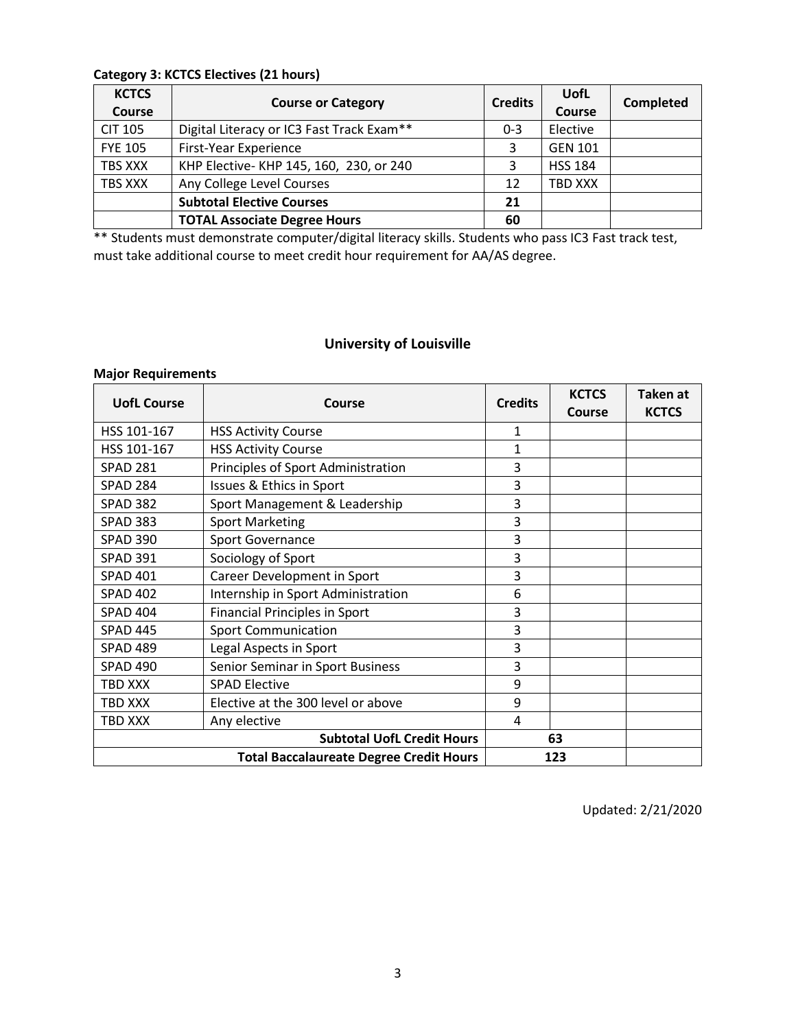**Category 3: KCTCS Electives (21 hours)**

| KCTCS Course | Course or Category | Credits | UofL Course | Completed |
|---|---|---|---|---|
| CIT 105 | Digital Literacy or IC3 Fast Track Exam** | 0-3 | Elective | |
| FYE 105 | First-Year Experience | 3 | GEN 101 | |
| TBS XXX | KHP Elective- KHP 145, 160, 230, or 240 | 3 | HSS 184 | |
| TBS XXX | Any College Level Courses | 12 | TBD XXX | |
| | **Subtotal Elective Courses** | **21** | | |
| | **TOTAL Associate Degree Hours** | **60** | | |

** Students must demonstrate computer/digital literacy skills. Students who pass IC3 Fast track test, must take additional course to meet credit hour requirement for AA/AS degree.

## University of Louisville

**Major Requirements**

| UofL Course | Course | Credits | KCTCS Course | Taken at KCTCS |
|---|---|---|---|---|
| HSS 101-167 | HSS Activity Course | 1 | | |
| HSS 101-167 | HSS Activity Course | 1 | | |
| SPAD 281 | Principles of Sport Administration | 3 | | |
| SPAD 284 | Issues & Ethics in Sport | 3 | | |
| SPAD 382 | Sport Management & Leadership | 3 | | |
| SPAD 383 | Sport Marketing | 3 | | |
| SPAD 390 | Sport Governance | 3 | | |
| SPAD 391 | Sociology of Sport | 3 | | |
| SPAD 401 | Career Development in Sport | 3 | | |
| SPAD 402 | Internship in Sport Administration | 6 | | |
| SPAD 404 | Financial Principles in Sport | 3 | | |
| SPAD 445 | Sport Communication | 3 | | |
| SPAD 489 | Legal Aspects in Sport | 3 | | |
| SPAD 490 | Senior Seminar in Sport Business | 3 | | |
| TBD XXX | SPAD Elective | 9 | | |
| TBD XXX | Elective at the 300 level or above | 9 | | |
| TBD XXX | Any elective | 4 | | |
| | **Subtotal UofL Credit Hours** | **63** | | |
| | **Total Baccalaureate Degree Credit Hours** | **123** | | |

Updated: 2/21/2020